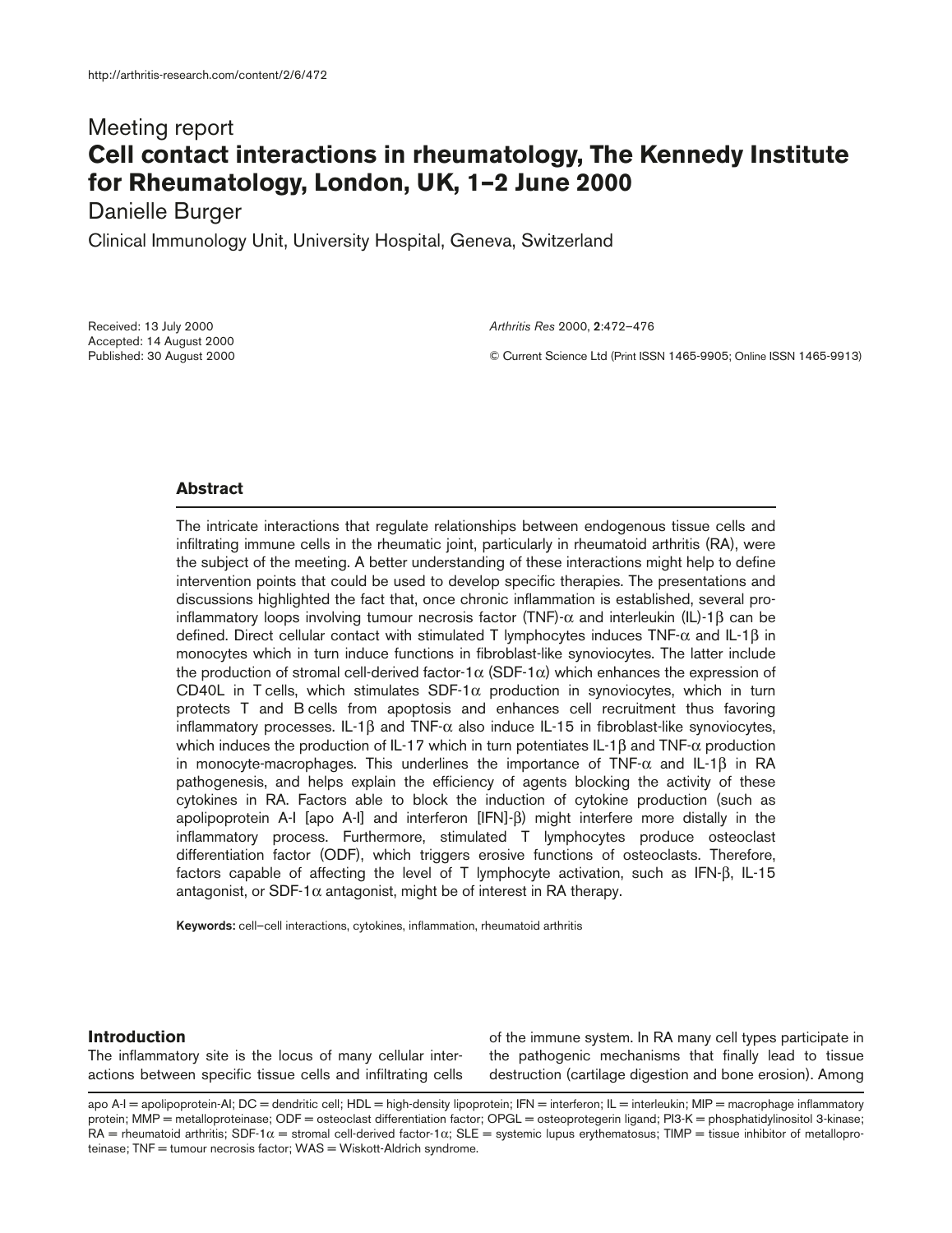# Meeting report

## Cell contact interactions in rheumatology, The Kennedy Institute for Rheumatology, London, UK, 1–2 June 2000

Danielle Burger

Clinical Immunology Unit, University Hospital, Geneva, Switzerland

Received: 13 July 2000
Accepted: 14 August 2000
Published: 30 August 2000

*Arthritis Res* 2000, **2**:472–476

© Current Science Ltd (Print ISSN 1465-9905; Online ISSN 1465-9913)

### Abstract

The intricate interactions that regulate relationships between endogenous tissue cells and infiltrating immune cells in the rheumatic joint, particularly in rheumatoid arthritis (RA), were the subject of the meeting. A better understanding of these interactions might help to define intervention points that could be used to develop specific therapies. The presentations and discussions highlighted the fact that, once chronic inflammation is established, several pro-inflammatory loops involving tumour necrosis factor (TNF)-α and interleukin (IL)-1β can be defined. Direct cellular contact with stimulated T lymphocytes induces TNF-α and IL-1β in monocytes which in turn induce functions in fibroblast-like synoviocytes. The latter include the production of stromal cell-derived factor-1α (SDF-1α) which enhances the expression of CD40L in T cells, which stimulates SDF-1α production in synoviocytes, which in turn protects T and B cells from apoptosis and enhances cell recruitment thus favoring inflammatory processes. IL-1β and TNF-α also induce IL-15 in fibroblast-like synoviocytes, which induces the production of IL-17 which in turn potentiates IL-1β and TNF-α production in monocyte-macrophages. This underlines the importance of TNF-α and IL-1β in RA pathogenesis, and helps explain the efficiency of agents blocking the activity of these cytokines in RA. Factors able to block the induction of cytokine production (such as apolipoprotein A-I [apo A-I] and interferon [IFN]-β) might interfere more distally in the inflammatory process. Furthermore, stimulated T lymphocytes produce osteoclast differentiation factor (ODF), which triggers erosive functions of osteoclasts. Therefore, factors capable of affecting the level of T lymphocyte activation, such as IFN-β, IL-15 antagonist, or SDF-1α antagonist, might be of interest in RA therapy.

**Keywords:** cell–cell interactions, cytokines, inflammation, rheumatoid arthritis

### Introduction

The inflammatory site is the locus of many cellular interactions between specific tissue cells and infiltrating cells of the immune system. In RA many cell types participate in the pathogenic mechanisms that finally lead to tissue destruction (cartilage digestion and bone erosion). Among

apo A-I = apolipoprotein-AI; DC = dendritic cell; HDL = high-density lipoprotein; IFN = interferon; IL = interleukin; MIP = macrophage inflammatory protein; MMP = metalloproteinase; ODF = osteoclast differentiation factor; OPGL = osteoprotegerin ligand; PI3-K = phosphatidylinositol 3-kinase; RA = rheumatoid arthritis; SDF-1α = stromal cell-derived factor-1α; SLE = systemic lupus erythematosus; TIMP = tissue inhibitor of metalloproteinase; TNF = tumour necrosis factor; WAS = Wiskott-Aldrich syndrome.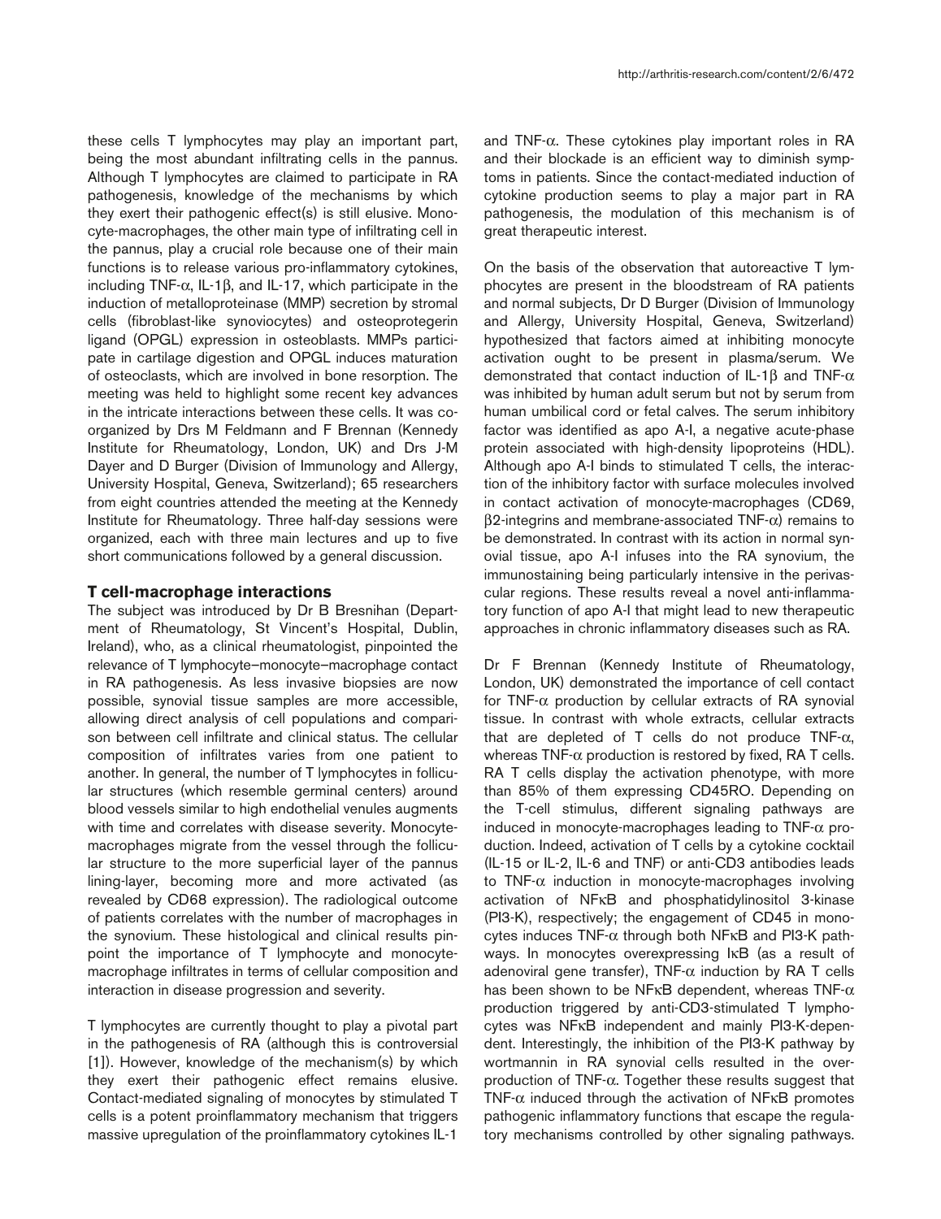these cells T lymphocytes may play an important part, being the most abundant infiltrating cells in the pannus. Although T lymphocytes are claimed to participate in RA pathogenesis, knowledge of the mechanisms by which they exert their pathogenic effect(s) is still elusive. Monocyte-macrophages, the other main type of infiltrating cell in the pannus, play a crucial role because one of their main functions is to release various pro-inflammatory cytokines, including TNF-α, IL-1β, and IL-17, which participate in the induction of metalloproteinase (MMP) secretion by stromal cells (fibroblast-like synoviocytes) and osteoprotegerin ligand (OPGL) expression in osteoblasts. MMPs participate in cartilage digestion and OPGL induces maturation of osteoclasts, which are involved in bone resorption. The meeting was held to highlight some recent key advances in the intricate interactions between these cells. It was co-organized by Drs M Feldmann and F Brennan (Kennedy Institute for Rheumatology, London, UK) and Drs J-M Dayer and D Burger (Division of Immunology and Allergy, University Hospital, Geneva, Switzerland); 65 researchers from eight countries attended the meeting at the Kennedy Institute for Rheumatology. Three half-day sessions were organized, each with three main lectures and up to five short communications followed by a general discussion.

## T cell-macrophage interactions

The subject was introduced by Dr B Bresnihan (Department of Rheumatology, St Vincent's Hospital, Dublin, Ireland), who, as a clinical rheumatologist, pinpointed the relevance of T lymphocyte–monocyte–macrophage contact in RA pathogenesis. As less invasive biopsies are now possible, synovial tissue samples are more accessible, allowing direct analysis of cell populations and comparison between cell infiltrate and clinical status. The cellular composition of infiltrates varies from one patient to another. In general, the number of T lymphocytes in follicular structures (which resemble germinal centers) around blood vessels similar to high endothelial venules augments with time and correlates with disease severity. Monocyte-macrophages migrate from the vessel through the follicular structure to the more superficial layer of the pannus lining-layer, becoming more and more activated (as revealed by CD68 expression). The radiological outcome of patients correlates with the number of macrophages in the synovium. These histological and clinical results pinpoint the importance of T lymphocyte and monocyte-macrophage infiltrates in terms of cellular composition and interaction in disease progression and severity.

T lymphocytes are currently thought to play a pivotal part in the pathogenesis of RA (although this is controversial [1]). However, knowledge of the mechanism(s) by which they exert their pathogenic effect remains elusive. Contact-mediated signaling of monocytes by stimulated T cells is a potent proinflammatory mechanism that triggers massive upregulation of the proinflammatory cytokines IL-1 and TNF-α. These cytokines play important roles in RA and their blockade is an efficient way to diminish symptoms in patients. Since the contact-mediated induction of cytokine production seems to play a major part in RA pathogenesis, the modulation of this mechanism is of great therapeutic interest.

On the basis of the observation that autoreactive T lymphocytes are present in the bloodstream of RA patients and normal subjects, Dr D Burger (Division of Immunology and Allergy, University Hospital, Geneva, Switzerland) hypothesized that factors aimed at inhibiting monocyte activation ought to be present in plasma/serum. We demonstrated that contact induction of IL-1β and TNF-α was inhibited by human adult serum but not by serum from human umbilical cord or fetal calves. The serum inhibitory factor was identified as apo A-I, a negative acute-phase protein associated with high-density lipoproteins (HDL). Although apo A-I binds to stimulated T cells, the interaction of the inhibitory factor with surface molecules involved in contact activation of monocyte-macrophages (CD69, β2-integrins and membrane-associated TNF-α) remains to be demonstrated. In contrast with its action in normal synovial tissue, apo A-I infuses into the RA synovium, the immunostaining being particularly intensive in the perivascular regions. These results reveal a novel anti-inflammatory function of apo A-I that might lead to new therapeutic approaches in chronic inflammatory diseases such as RA.

Dr F Brennan (Kennedy Institute of Rheumatology, London, UK) demonstrated the importance of cell contact for TNF-α production by cellular extracts of RA synovial tissue. In contrast with whole extracts, cellular extracts that are depleted of T cells do not produce TNF-α, whereas TNF-α production is restored by fixed, RA T cells. RA T cells display the activation phenotype, with more than 85% of them expressing CD45RO. Depending on the T-cell stimulus, different signaling pathways are induced in monocyte-macrophages leading to TNF-α production. Indeed, activation of T cells by a cytokine cocktail (IL-15 or IL-2, IL-6 and TNF) or anti-CD3 antibodies leads to TNF-α induction in monocyte-macrophages involving activation of NFκB and phosphatidylinositol 3-kinase (PI3-K), respectively; the engagement of CD45 in monocytes induces TNF-α through both NFκB and PI3-K pathways. In monocytes overexpressing IκB (as a result of adenoviral gene transfer), TNF-α induction by RA T cells has been shown to be NFκB dependent, whereas TNF-α production triggered by anti-CD3-stimulated T lymphocytes was NFκB independent and mainly PI3-K-dependent. Interestingly, the inhibition of the PI3-K pathway by wortmannin in RA synovial cells resulted in the overproduction of TNF-α. Together these results suggest that TNF-α induced through the activation of NFκB promotes pathogenic inflammatory functions that escape the regulatory mechanisms controlled by other signaling pathways.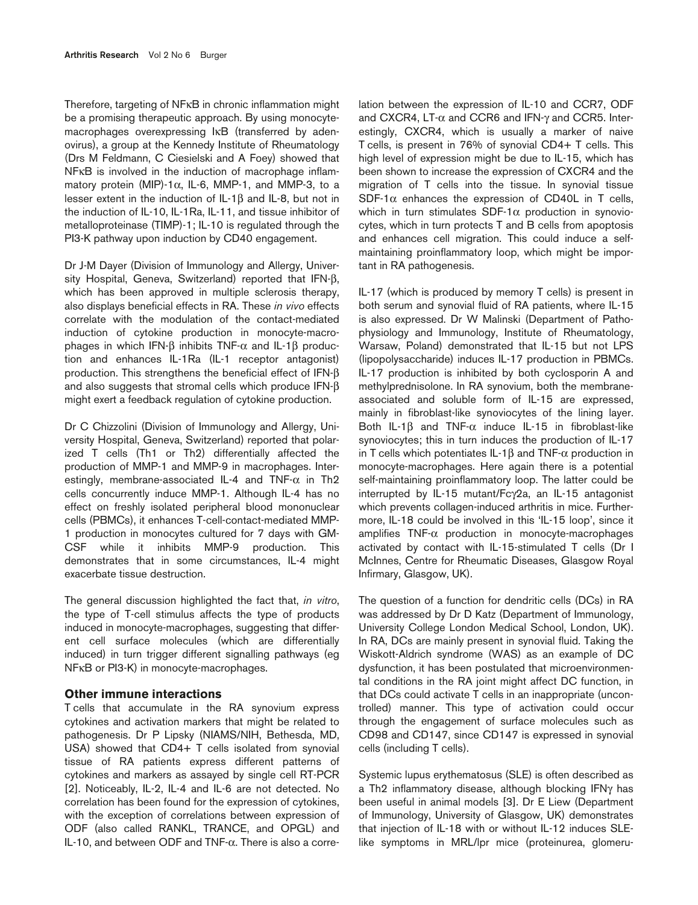Therefore, targeting of NFκB in chronic inflammation might be a promising therapeutic approach. By using monocyte-macrophages overexpressing IκB (transferred by adenovirus), a group at the Kennedy Institute of Rheumatology (Drs M Feldmann, C Ciesielski and A Foey) showed that NFκB is involved in the induction of macrophage inflammatory protein (MIP)-1α, IL-6, MMP-1, and MMP-3, to a lesser extent in the induction of IL-1β and IL-8, but not in the induction of IL-10, IL-1Ra, IL-11, and tissue inhibitor of metalloproteinase (TIMP)-1; IL-10 is regulated through the PI3-K pathway upon induction by CD40 engagement.

Dr J-M Dayer (Division of Immunology and Allergy, University Hospital, Geneva, Switzerland) reported that IFN-β, which has been approved in multiple sclerosis therapy, also displays beneficial effects in RA. These *in vivo* effects correlate with the modulation of the contact-mediated induction of cytokine production in monocyte-macrophages in which IFN-β inhibits TNF-α and IL-1β production and enhances IL-1Ra (IL-1 receptor antagonist) production. This strengthens the beneficial effect of IFN-β and also suggests that stromal cells which produce IFN-β might exert a feedback regulation of cytokine production.

Dr C Chizzolini (Division of Immunology and Allergy, University Hospital, Geneva, Switzerland) reported that polarized T cells (Th1 or Th2) differentially affected the production of MMP-1 and MMP-9 in macrophages. Interestingly, membrane-associated IL-4 and TNF-α in Th2 cells concurrently induce MMP-1. Although IL-4 has no effect on freshly isolated peripheral blood mononuclear cells (PBMCs), it enhances T-cell-contact-mediated MMP-1 production in monocytes cultured for 7 days with GM-CSF while it inhibits MMP-9 production. This demonstrates that in some circumstances, IL-4 might exacerbate tissue destruction.

The general discussion highlighted the fact that, *in vitro*, the type of T-cell stimulus affects the type of products induced in monocyte-macrophages, suggesting that different cell surface molecules (which are differentially induced) in turn trigger different signalling pathways (eg NFκB or PI3-K) in monocyte-macrophages.

## Other immune interactions

T cells that accumulate in the RA synovium express cytokines and activation markers that might be related to pathogenesis. Dr P Lipsky (NIAMS/NIH, Bethesda, MD, USA) showed that CD4+ T cells isolated from synovial tissue of RA patients express different patterns of cytokines and markers as assayed by single cell RT-PCR [2]. Noticeably, IL-2, IL-4 and IL-6 are not detected. No correlation has been found for the expression of cytokines, with the exception of correlations between expression of ODF (also called RANKL, TRANCE, and OPGL) and IL-10, and between ODF and TNF-α. There is also a correlation between the expression of IL-10 and CCR7, ODF and CXCR4, LT-α and CCR6 and IFN-γ and CCR5. Interestingly, CXCR4, which is usually a marker of naive T cells, is present in 76% of synovial CD4+ T cells. This high level of expression might be due to IL-15, which has been shown to increase the expression of CXCR4 and the migration of T cells into the tissue. In synovial tissue SDF-1α enhances the expression of CD40L in T cells, which in turn stimulates SDF-1α production in synoviocytes, which in turn protects T and B cells from apoptosis and enhances cell migration. This could induce a self-maintaining proinflammatory loop, which might be important in RA pathogenesis.

IL-17 (which is produced by memory T cells) is present in both serum and synovial fluid of RA patients, where IL-15 is also expressed. Dr W Malinski (Department of Pathophysiology and Immunology, Institute of Rheumatology, Warsaw, Poland) demonstrated that IL-15 but not LPS (lipopolysaccharide) induces IL-17 production in PBMCs. IL-17 production is inhibited by both cyclosporin A and methylprednisolone. In RA synovium, both the membrane-associated and soluble form of IL-15 are expressed, mainly in fibroblast-like synoviocytes of the lining layer. Both IL-1β and TNF-α induce IL-15 in fibroblast-like synoviocytes; this in turn induces the production of IL-17 in T cells which potentiates IL-1β and TNF-α production in monocyte-macrophages. Here again there is a potential self-maintaining proinflammatory loop. The latter could be interrupted by IL-15 mutant/Fcγ2a, an IL-15 antagonist which prevents collagen-induced arthritis in mice. Furthermore, IL-18 could be involved in this 'IL-15 loop', since it amplifies TNF-α production in monocyte-macrophages activated by contact with IL-15-stimulated T cells (Dr I McInnes, Centre for Rheumatic Diseases, Glasgow Royal Infirmary, Glasgow, UK).

The question of a function for dendritic cells (DCs) in RA was addressed by Dr D Katz (Department of Immunology, University College London Medical School, London, UK). In RA, DCs are mainly present in synovial fluid. Taking the Wiskott-Aldrich syndrome (WAS) as an example of DC dysfunction, it has been postulated that microenvironmental conditions in the RA joint might affect DC function, in that DCs could activate T cells in an inappropriate (uncontrolled) manner. This type of activation could occur through the engagement of surface molecules such as CD98 and CD147, since CD147 is expressed in synovial cells (including T cells).

Systemic lupus erythematosus (SLE) is often described as a Th2 inflammatory disease, although blocking IFNγ has been useful in animal models [3]. Dr E Liew (Department of Immunology, University of Glasgow, UK) demonstrates that injection of IL-18 with or without IL-12 induces SLE-like symptoms in MRL/lpr mice (proteinurea, glomeru-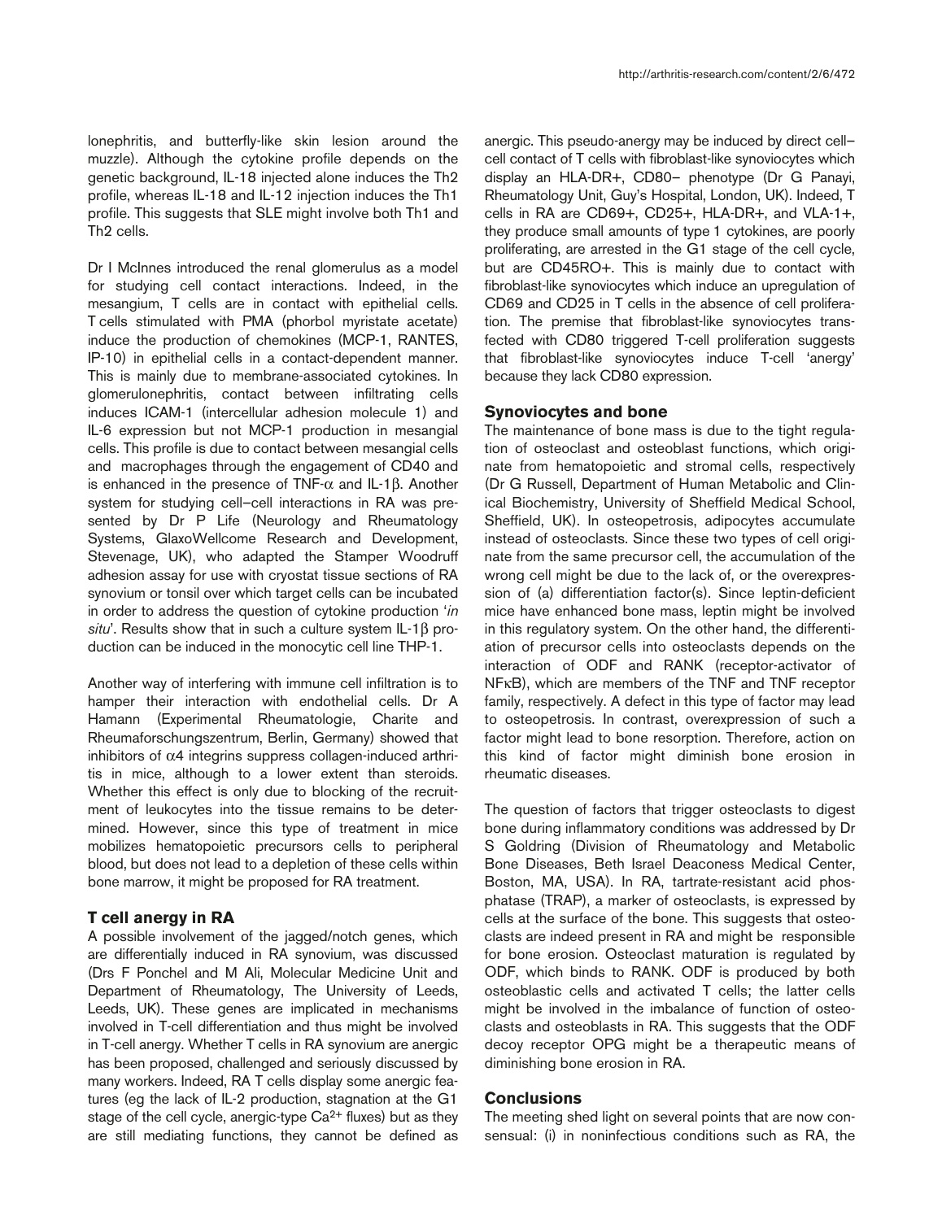lonephritis, and butterfly-like skin lesion around the muzzle). Although the cytokine profile depends on the genetic background, IL-18 injected alone induces the Th2 profile, whereas IL-18 and IL-12 injection induces the Th1 profile. This suggests that SLE might involve both Th1 and Th2 cells.

Dr I McInnes introduced the renal glomerulus as a model for studying cell contact interactions. Indeed, in the mesangium, T cells are in contact with epithelial cells. T cells stimulated with PMA (phorbol myristate acetate) induce the production of chemokines (MCP-1, RANTES, IP-10) in epithelial cells in a contact-dependent manner. This is mainly due to membrane-associated cytokines. In glomerulonephritis, contact between infiltrating cells induces ICAM-1 (intercellular adhesion molecule 1) and IL-6 expression but not MCP-1 production in mesangial cells. This profile is due to contact between mesangial cells and macrophages through the engagement of CD40 and is enhanced in the presence of TNF-$\alpha$ and IL-1$\beta$. Another system for studying cell–cell interactions in RA was presented by Dr P Life (Neurology and Rheumatology Systems, GlaxoWellcome Research and Development, Stevenage, UK), who adapted the Stamper Woodruff adhesion assay for use with cryostat tissue sections of RA synovium or tonsil over which target cells can be incubated in order to address the question of cytokine production '*in situ*'. Results show that in such a culture system IL-1$\beta$ production can be induced in the monocytic cell line THP-1.

Another way of interfering with immune cell infiltration is to hamper their interaction with endothelial cells. Dr A Hamann (Experimental Rheumatologie, Charite and Rheumaforschungszentrum, Berlin, Germany) showed that inhibitors of $\alpha$4 integrins suppress collagen-induced arthritis in mice, although to a lower extent than steroids. Whether this effect is only due to blocking of the recruitment of leukocytes into the tissue remains to be determined. However, since this type of treatment in mice mobilizes hematopoietic precursors cells to peripheral blood, but does not lead to a depletion of these cells within bone marrow, it might be proposed for RA treatment.

## T cell anergy in RA

A possible involvement of the jagged/notch genes, which are differentially induced in RA synovium, was discussed (Drs F Ponchel and M Ali, Molecular Medicine Unit and Department of Rheumatology, The University of Leeds, Leeds, UK). These genes are implicated in mechanisms involved in T-cell differentiation and thus might be involved in T-cell anergy. Whether T cells in RA synovium are anergic has been proposed, challenged and seriously discussed by many workers. Indeed, RA T cells display some anergic features (eg the lack of IL-2 production, stagnation at the G1 stage of the cell cycle, anergic-type $Ca^{2+}$ fluxes) but as they are still mediating functions, they cannot be defined as anergic. This pseudo-anergy may be induced by direct cell–cell contact of T cells with fibroblast-like synoviocytes which display an HLA-DR+, CD80– phenotype (Dr G Panayi, Rheumatology Unit, Guy's Hospital, London, UK). Indeed, T cells in RA are CD69+, CD25+, HLA-DR+, and VLA-1+, they produce small amounts of type 1 cytokines, are poorly proliferating, are arrested in the G1 stage of the cell cycle, but are CD45RO+. This is mainly due to contact with fibroblast-like synoviocytes which induce an upregulation of CD69 and CD25 in T cells in the absence of cell proliferation. The premise that fibroblast-like synoviocytes transfected with CD80 triggered T-cell proliferation suggests that fibroblast-like synoviocytes induce T-cell 'anergy' because they lack CD80 expression.

## Synoviocytes and bone

The maintenance of bone mass is due to the tight regulation of osteoclast and osteoblast functions, which originate from hematopoietic and stromal cells, respectively (Dr G Russell, Department of Human Metabolic and Clinical Biochemistry, University of Sheffield Medical School, Sheffield, UK). In osteopetrosis, adipocytes accumulate instead of osteoclasts. Since these two types of cell originate from the same precursor cell, the accumulation of the wrong cell might be due to the lack of, or the overexpression of (a) differentiation factor(s). Since leptin-deficient mice have enhanced bone mass, leptin might be involved in this regulatory system. On the other hand, the differentiation of precursor cells into osteoclasts depends on the interaction of ODF and RANK (receptor-activator of NF$\kappa$B), which are members of the TNF and TNF receptor family, respectively. A defect in this type of factor may lead to osteopetrosis. In contrast, overexpression of such a factor might lead to bone resorption. Therefore, action on this kind of factor might diminish bone erosion in rheumatic diseases.

The question of factors that trigger osteoclasts to digest bone during inflammatory conditions was addressed by Dr S Goldring (Division of Rheumatology and Metabolic Bone Diseases, Beth Israel Deaconess Medical Center, Boston, MA, USA). In RA, tartrate-resistant acid phosphatase (TRAP), a marker of osteoclasts, is expressed by cells at the surface of the bone. This suggests that osteoclasts are indeed present in RA and might be responsible for bone erosion. Osteoclast maturation is regulated by ODF, which binds to RANK. ODF is produced by both osteoblastic cells and activated T cells; the latter cells might be involved in the imbalance of function of osteoclasts and osteoblasts in RA. This suggests that the ODF decoy receptor OPG might be a therapeutic means of diminishing bone erosion in RA.

## Conclusions

The meeting shed light on several points that are now consensual: (i) in noninfectious conditions such as RA, the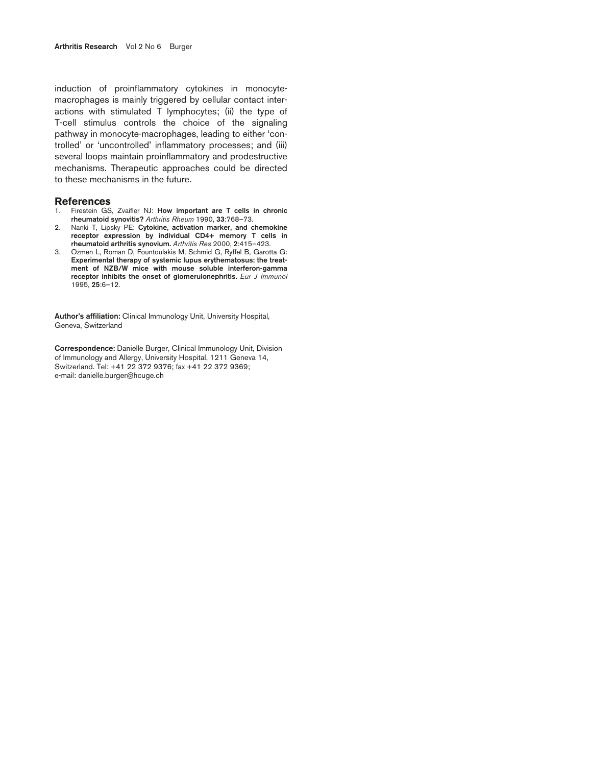induction of proinflammatory cytokines in monocyte-macrophages is mainly triggered by cellular contact interactions with stimulated T lymphocytes; (ii) the type of T-cell stimulus controls the choice of the signaling pathway in monocyte-macrophages, leading to either 'controlled' or 'uncontrolled' inflammatory processes; and (iii) several loops maintain proinflammatory and prodestructive mechanisms. Therapeutic approaches could be directed to these mechanisms in the future.

## References

1. Firestein GS, Zvaifler NJ: **How important are T cells in chronic rheumatoid synovitis?** *Arthritis Rheum* 1990, **33**:768–73.
2. Nanki T, Lipsky PE: **Cytokine, activation marker, and chemokine receptor expression by individual CD4+ memory T cells in rheumatoid arthritis synovium.** *Arthritis Res* 2000, **2**:415–423.
3. Ozmen L, Roman D, Fountoulakis M, Schmid G, Ryffel B, Garotta G: **Experimental therapy of systemic lupus erythematosus: the treatment of NZB/W mice with mouse soluble interferon-gamma receptor inhibits the onset of glomerulonephritis.** *Eur J Immunol* 1995, **25**:6–12.

**Author's affiliation:** Clinical Immunology Unit, University Hospital, Geneva, Switzerland

**Correspondence:** Danielle Burger, Clinical Immunology Unit, Division of Immunology and Allergy, University Hospital, 1211 Geneva 14, Switzerland. Tel: +41 22 372 9376; fax +41 22 372 9369; e-mail: danielle.burger@hcuge.ch